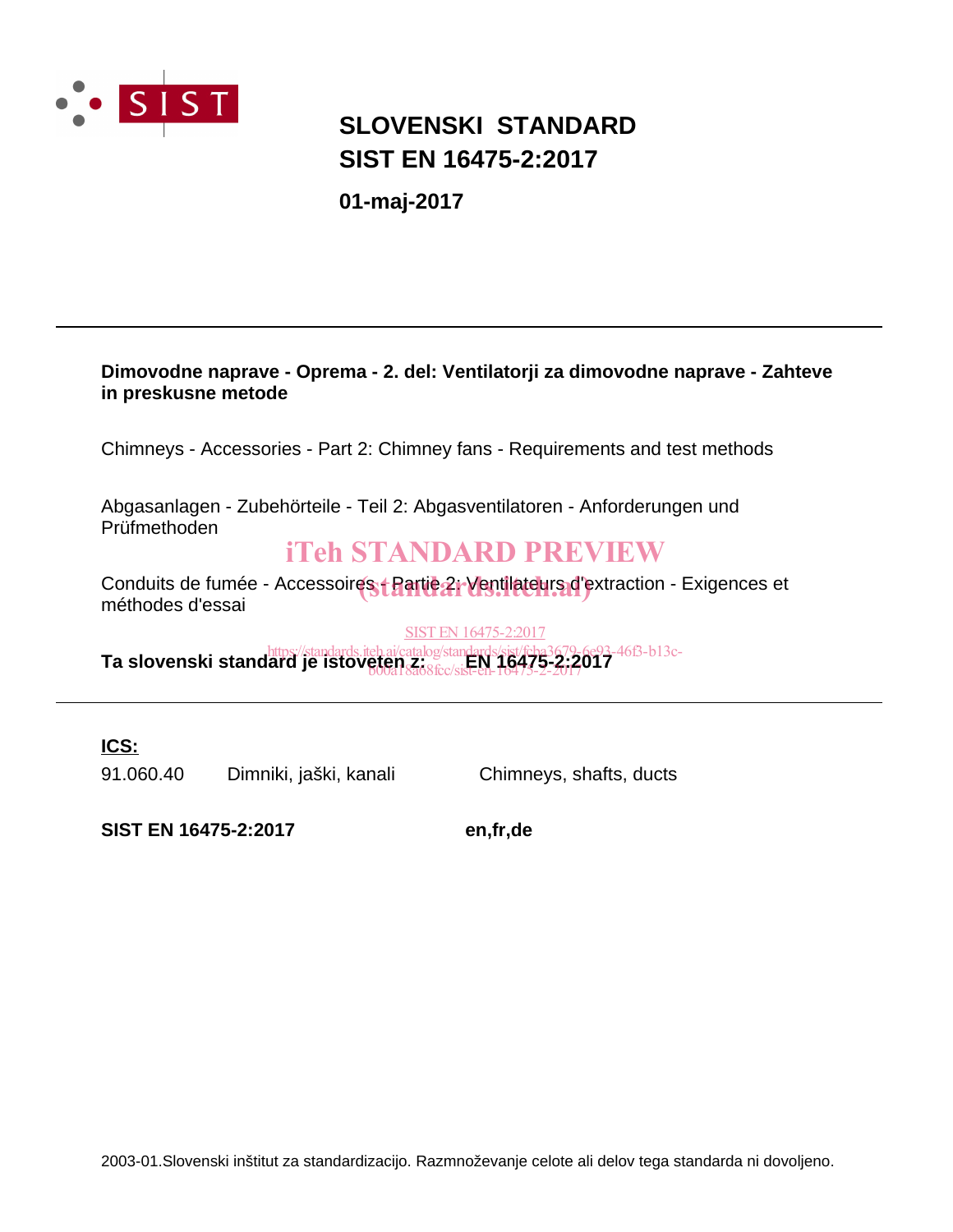# SLOVENSKI STANDARD
# SIST EN 16475-2:2017

**01-maj-2017**

---

**Dimovodne naprave - Oprema - 2. del: Ventilatorji za dimovodne naprave - Zahteve in preskusne metode**

Chimneys - Accessories - Part 2: Chimney fans - Requirements and test methods

Abgasanlagen - Zubehörteile - Teil 2: Abgasventilatoren - Anforderungen und Prüfmethoden

iTeh STANDARD PREVIEW

Conduits de fumée - Accessoires - Partie 2: Ventilateurs d'extraction - Exigences et méthodes d'essai

(standards.iteh.ai)

SIST EN 16475-2:2017

https://standards.iteh.ai/catalog/standards/sist/fcba3679-6e93-46f3-b13c-b00a18a68fcc/sist-en-16475-2-2017

**Ta slovenski standard je istoveten z: EN 16475-2:2017**

---

**ICS:**

| | | |
|---|---|---|
| 91.060.40 | Dimniki, jaški, kanali | Chimneys, shafts, ducts |

**SIST EN 16475-2:2017** **en,fr,de**

2003-01.Slovenski inštitut za standardizacijo. Razmnoževanje celote ali delov tega standarda ni dovoljeno.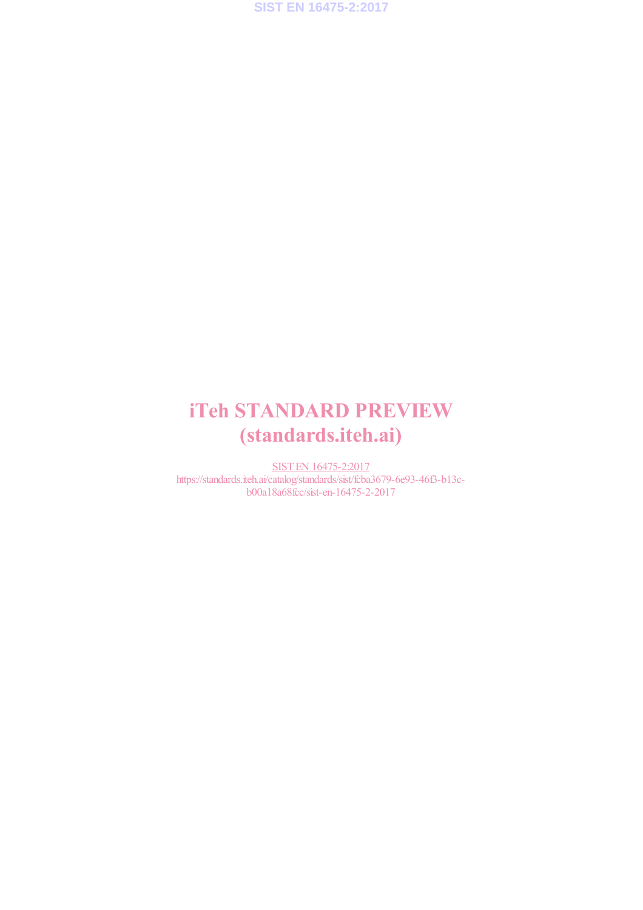# iTeh STANDARD PREVIEW
# (standards.iteh.ai)

SIST EN 16475-2:2017
https://standards.iteh.ai/catalog/standards/sist/fcba3679-6e93-46f3-b13c-b00a18a68fcc/sist-en-16475-2-2017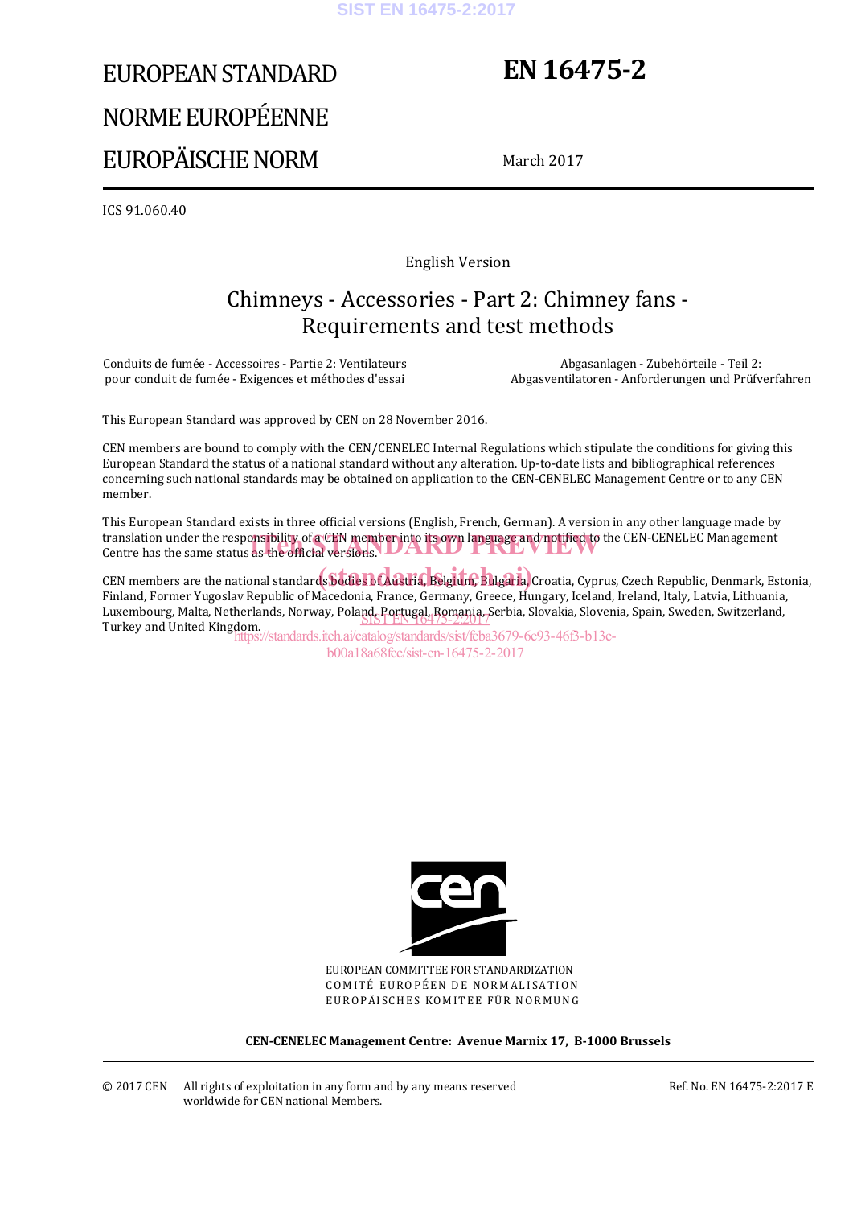# EUROPEAN STANDARD
# NORME EUROPÉENNE
# EUROPÄISCHE NORM

# EN 16475-2

March 2017

ICS 91.060.40

English Version

## Chimneys - Accessories - Part 2: Chimney fans - Requirements and test methods

Conduits de fumée - Accessoires - Partie 2: Ventilateurs pour conduit de fumée - Exigences et méthodes d'essai

Abgasanlagen - Zubehörteile - Teil 2: Abgasventilatoren - Anforderungen und Prüfverfahren

This European Standard was approved by CEN on 28 November 2016.

CEN members are bound to comply with the CEN/CENELEC Internal Regulations which stipulate the conditions for giving this European Standard the status of a national standard without any alteration. Up-to-date lists and bibliographical references concerning such national standards may be obtained on application to the CEN-CENELEC Management Centre or to any CEN member.

This European Standard exists in three official versions (English, French, German). A version in any other language made by translation under the responsibility of a CEN member into its own language and notified to the CEN-CENELEC Management Centre has the same status as the official versions.

CEN members are the national standards bodies of Austria, Belgium, Bulgaria, Croatia, Cyprus, Czech Republic, Denmark, Estonia, Finland, Former Yugoslav Republic of Macedonia, France, Germany, Greece, Hungary, Iceland, Ireland, Italy, Latvia, Lithuania, Luxembourg, Malta, Netherlands, Norway, Poland, Portugal, Romania, Serbia, Slovakia, Slovenia, Spain, Sweden, Switzerland, Turkey and United Kingdom.

EUROPEAN COMMITTEE FOR STANDARDIZATION
COMITÉ EUROPÉEN DE NORMALISATION
EUROPÄISCHES KOMITEE FÜR NORMUNG

**CEN-CENELEC Management Centre: Avenue Marnix 17, B-1000 Brussels**

© 2017 CEN All rights of exploitation in any form and by any means reserved worldwide for CEN national Members.

Ref. No. EN 16475-2:2017 E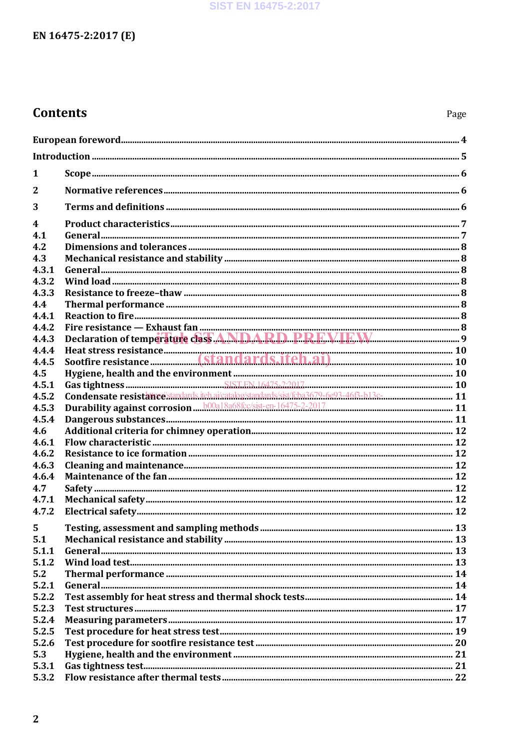EN 16475-2:2017 (E)

## Contents

Page

European foreword .... 4

Introduction .... 5

1 Scope .... 6

2 Normative references .... 6

3 Terms and definitions .... 6

4 Product characteristics .... 7
4.1 General .... 7
4.2 Dimensions and tolerances .... 8
4.3 Mechanical resistance and stability .... 8
4.3.1 General .... 8
4.3.2 Wind load .... 8
4.3.3 Resistance to freeze–thaw .... 8
4.4 Thermal performance .... 8
4.4.1 Reaction to fire .... 8
4.4.2 Fire resistance — Exhaust fan .... 8
4.4.3 Declaration of temperature class .... 9
4.4.4 Heat stress resistance .... 10
4.4.5 Sootfire resistance .... 10
4.5 Hygiene, health and the environment .... 10
4.5.1 Gas tightness .... 10
4.5.2 Condensate resistance .... 11
4.5.3 Durability against corrosion .... 11
4.5.4 Dangerous substances .... 11
4.6 Additional criteria for chimney operation .... 12
4.6.1 Flow characteristic .... 12
4.6.2 Resistance to ice formation .... 12
4.6.3 Cleaning and maintenance .... 12
4.6.4 Maintenance of the fan .... 12
4.7 Safety .... 12
4.7.1 Mechanical safety .... 12
4.7.2 Electrical safety .... 12

5 Testing, assessment and sampling methods .... 13
5.1 Mechanical resistance and stability .... 13
5.1.1 General .... 13
5.1.2 Wind load test .... 13
5.2 Thermal performance .... 14
5.2.1 General .... 14
5.2.2 Test assembly for heat stress and thermal shock tests .... 14
5.2.3 Test structures .... 17
5.2.4 Measuring parameters .... 17
5.2.5 Test procedure for heat stress test .... 19
5.2.6 Test procedure for sootfire resistance test .... 20
5.3 Hygiene, health and the environment .... 21
5.3.1 Gas tightness test .... 21
5.3.2 Flow resistance after thermal tests .... 22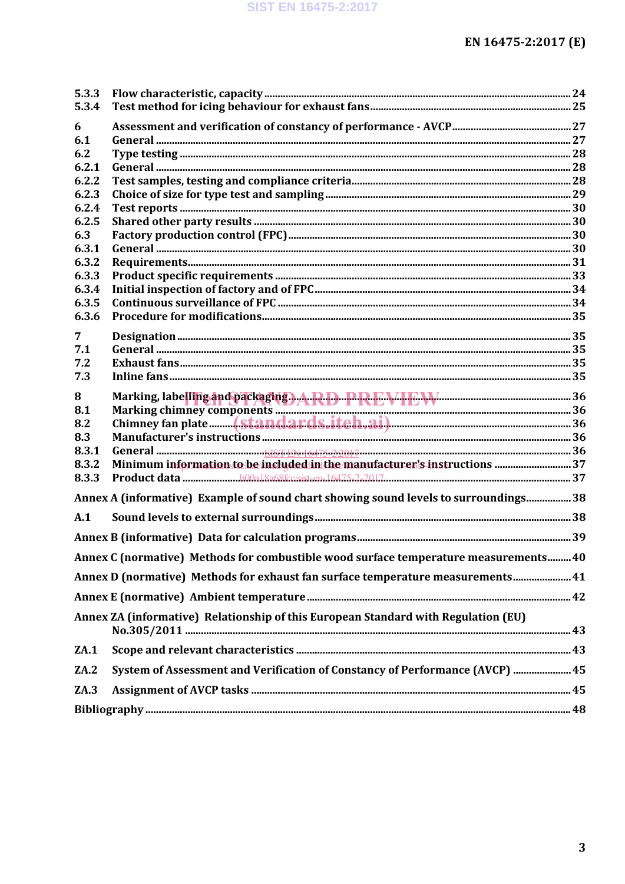5.3.3 Flow characteristic, capacity ..... 24
5.3.4 Test method for icing behaviour for exhaust fans ..... 25

6 Assessment and verification of constancy of performance - AVCP ..... 27
6.1 General ..... 27
6.2 Type testing ..... 28
6.2.1 General ..... 28
6.2.2 Test samples, testing and compliance criteria ..... 28
6.2.3 Choice of size for type test and sampling ..... 29
6.2.4 Test reports ..... 30
6.2.5 Shared other party results ..... 30
6.3 Factory production control (FPC) ..... 30
6.3.1 General ..... 30
6.3.2 Requirements ..... 31
6.3.3 Product specific requirements ..... 33
6.3.4 Initial inspection of factory and of FPC ..... 34
6.3.5 Continuous surveillance of FPC ..... 34
6.3.6 Procedure for modifications ..... 35

7 Designation ..... 35
7.1 General ..... 35
7.2 Exhaust fans ..... 35
7.3 Inline fans ..... 35

8 Marking, labelling and packaging ..... 36
8.1 Marking chimney components ..... 36
8.2 Chimney fan plate ..... 36
8.3 Manufacturer's instructions ..... 36
8.3.1 General ..... 36
8.3.2 Minimum information to be included in the manufacturer's instructions ..... 37
8.3.3 Product data ..... 37

Annex A (informative) Example of sound chart showing sound levels to surroundings ..... 38

A.1 Sound levels to external surroundings ..... 38

Annex B (informative) Data for calculation programs ..... 39

Annex C (normative) Methods for combustible wood surface temperature measurements ..... 40

Annex D (normative) Methods for exhaust fan surface temperature measurements ..... 41

Annex E (normative) Ambient temperature ..... 42

Annex ZA (informative) Relationship of this European Standard with Regulation (EU) No.305/2011 ..... 43

ZA.1 Scope and relevant characteristics ..... 43

ZA.2 System of Assessment and Verification of Constancy of Performance (AVCP) ..... 45

ZA.3 Assignment of AVCP tasks ..... 45

Bibliography ..... 48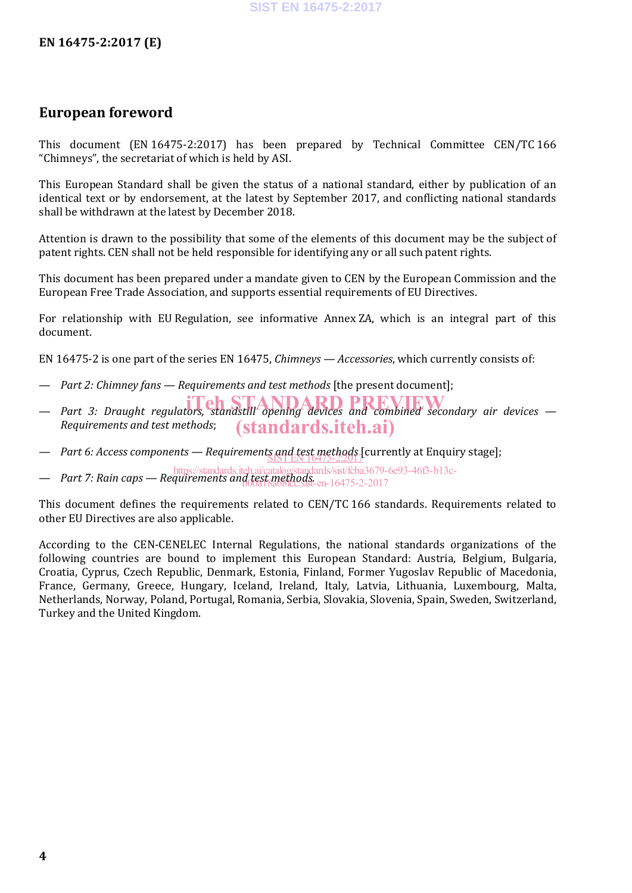## European foreword

This document (EN 16475-2:2017) has been prepared by Technical Committee CEN/TC 166 “Chimneys”, the secretariat of which is held by ASI.

This European Standard shall be given the status of a national standard, either by publication of an identical text or by endorsement, at the latest by September 2017, and conflicting national standards shall be withdrawn at the latest by December 2018.

Attention is drawn to the possibility that some of the elements of this document may be the subject of patent rights. CEN shall not be held responsible for identifying any or all such patent rights.

This document has been prepared under a mandate given to CEN by the European Commission and the European Free Trade Association, and supports essential requirements of EU Directives.

For relationship with EU Regulation, see informative Annex ZA, which is an integral part of this document.

EN 16475-2 is one part of the series EN 16475, *Chimneys — Accessories*, which currently consists of:

— *Part 2: Chimney fans — Requirements and test methods* [the present document];

— *Part 3: Draught regulators, standstill opening devices and combined secondary air devices — Requirements and test methods*;

— *Part 6: Access components — Requirements and test methods* [currently at Enquiry stage];

— *Part 7: Rain caps — Requirements and test methods*.

This document defines the requirements related to CEN/TC 166 standards. Requirements related to other EU Directives are also applicable.

According to the CEN-CENELEC Internal Regulations, the national standards organizations of the following countries are bound to implement this European Standard: Austria, Belgium, Bulgaria, Croatia, Cyprus, Czech Republic, Denmark, Estonia, Finland, Former Yugoslav Republic of Macedonia, France, Germany, Greece, Hungary, Iceland, Ireland, Italy, Latvia, Lithuania, Luxembourg, Malta, Netherlands, Norway, Poland, Portugal, Romania, Serbia, Slovakia, Slovenia, Spain, Sweden, Switzerland, Turkey and the United Kingdom.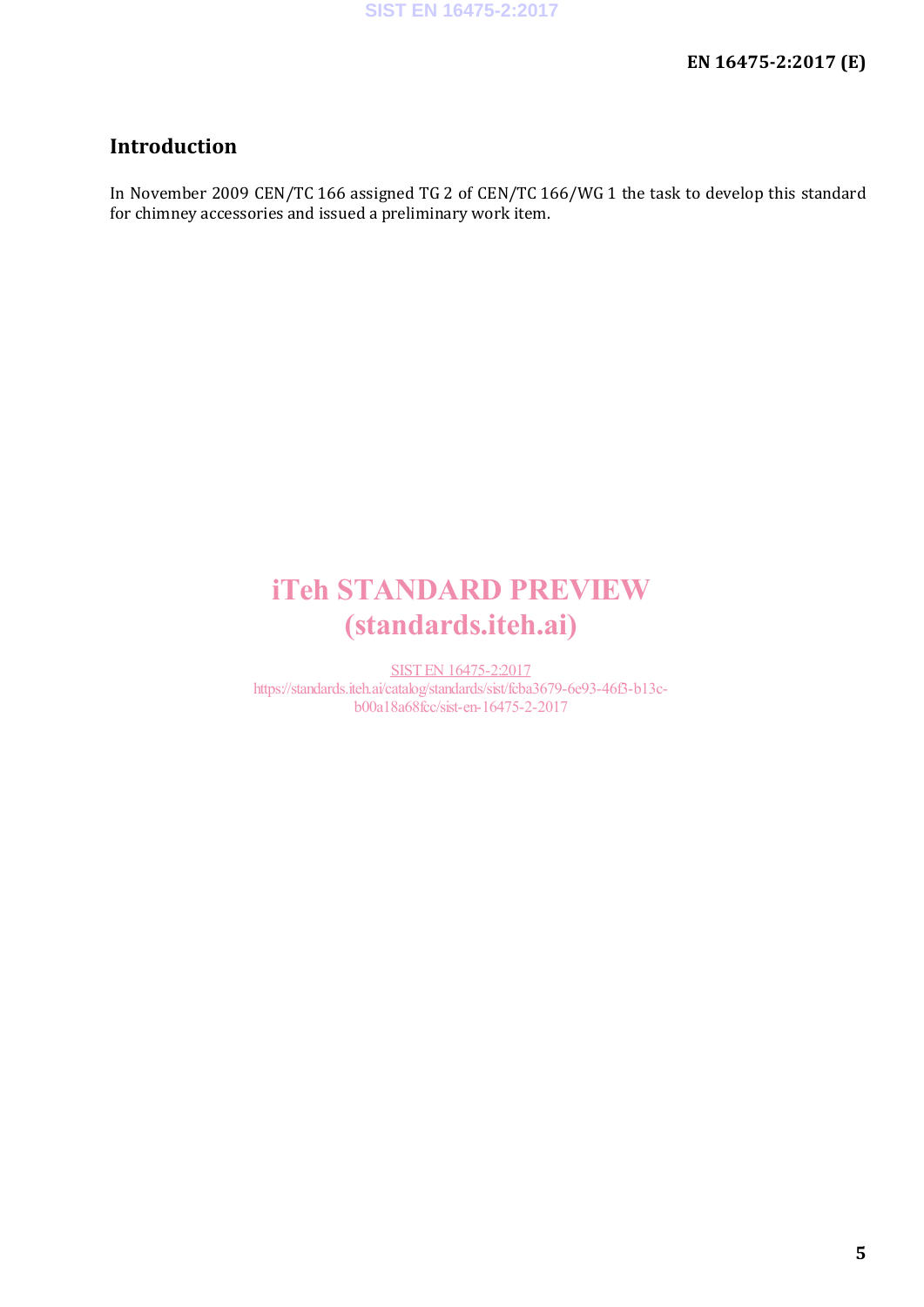## Introduction

In November 2009 CEN/TC 166 assigned TG 2 of CEN/TC 166/WG 1 the task to develop this standard for chimney accessories and issued a preliminary work item.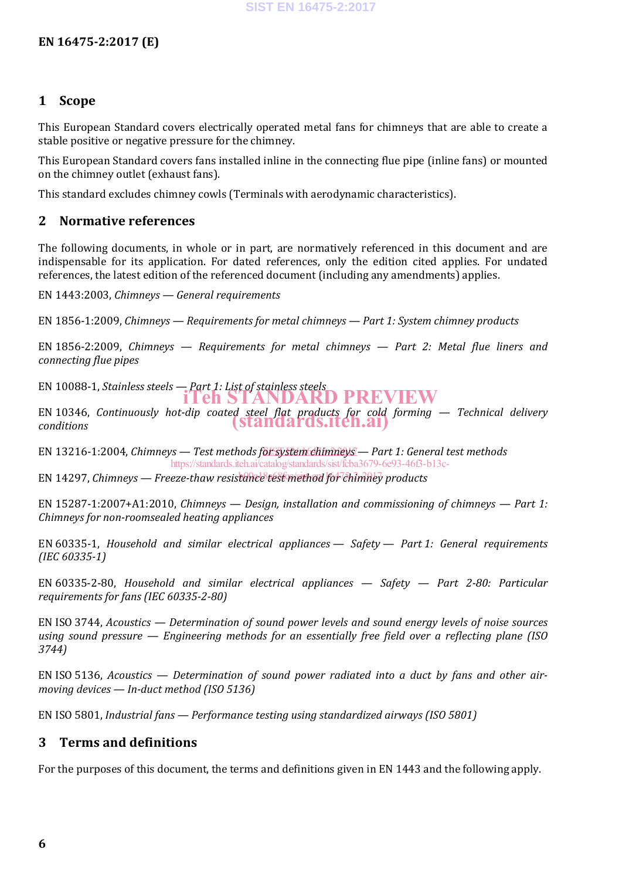## 1 Scope

This European Standard covers electrically operated metal fans for chimneys that are able to create a stable positive or negative pressure for the chimney.

This European Standard covers fans installed inline in the connecting flue pipe (inline fans) or mounted on the chimney outlet (exhaust fans).

This standard excludes chimney cowls (Terminals with aerodynamic characteristics).

## 2 Normative references

The following documents, in whole or in part, are normatively referenced in this document and are indispensable for its application. For dated references, only the edition cited applies. For undated references, the latest edition of the referenced document (including any amendments) applies.

EN 1443:2003, *Chimneys — General requirements*

EN 1856-1:2009, *Chimneys — Requirements for metal chimneys — Part 1: System chimney products*

EN 1856-2:2009, *Chimneys — Requirements for metal chimneys — Part 2: Metal flue liners and connecting flue pipes*

EN 10088-1, *Stainless steels — Part 1: List of stainless steels*

EN 10346, *Continuously hot-dip coated steel flat products for cold forming — Technical delivery conditions*

EN 13216-1:2004, *Chimneys — Test methods for system chimneys — Part 1: General test methods*

EN 14297, *Chimneys — Freeze-thaw resistance test method for chimney products*

EN 15287-1:2007+A1:2010, *Chimneys — Design, installation and commissioning of chimneys — Part 1: Chimneys for non-roomsealed heating appliances*

EN 60335-1, *Household and similar electrical appliances — Safety — Part 1: General requirements (IEC 60335-1)*

EN 60335-2-80, *Household and similar electrical appliances — Safety — Part 2-80: Particular requirements for fans (IEC 60335-2-80)*

EN ISO 3744, *Acoustics — Determination of sound power levels and sound energy levels of noise sources using sound pressure — Engineering methods for an essentially free field over a reflecting plane (ISO 3744)*

EN ISO 5136, *Acoustics — Determination of sound power radiated into a duct by fans and other air-moving devices — In-duct method (ISO 5136)*

EN ISO 5801, *Industrial fans — Performance testing using standardized airways (ISO 5801)*

## 3 Terms and definitions

For the purposes of this document, the terms and definitions given in EN 1443 and the following apply.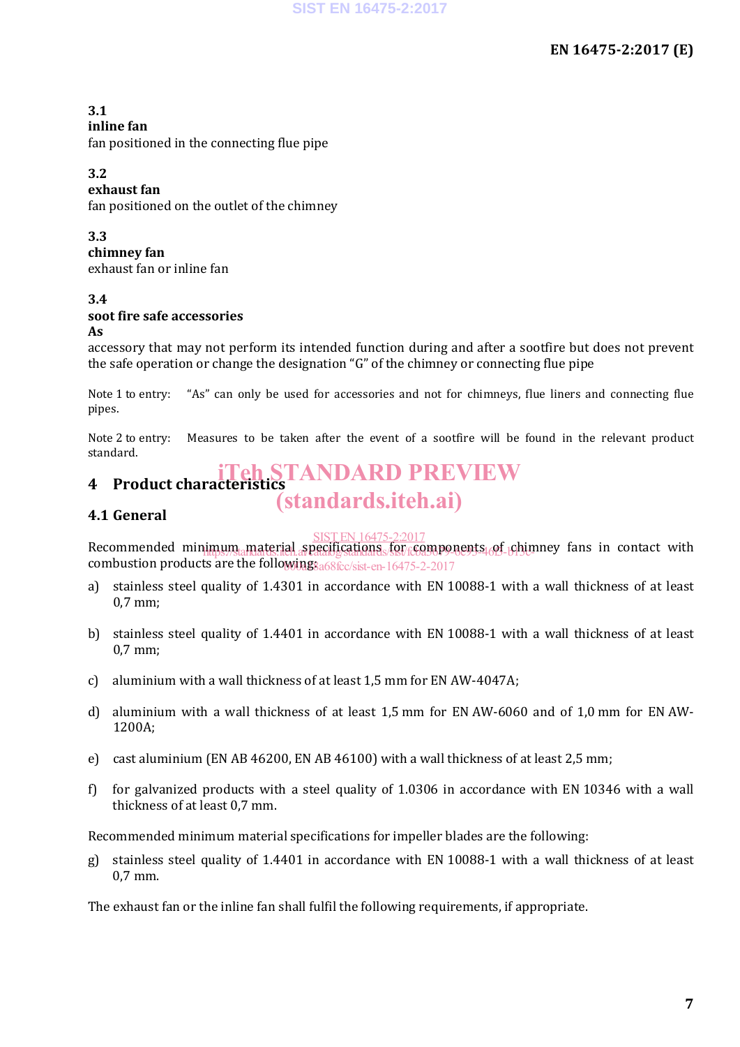**3.1**
**inline fan**
fan positioned in the connecting flue pipe

**3.2**
**exhaust fan**
fan positioned on the outlet of the chimney

**3.3**
**chimney fan**
exhaust fan or inline fan

**3.4**
**soot fire safe accessories**
**As**
accessory that may not perform its intended function during and after a sootfire but does not prevent the safe operation or change the designation "G" of the chimney or connecting flue pipe

Note 1 to entry: "As" can only be used for accessories and not for chimneys, flue liners and connecting flue pipes.

Note 2 to entry: Measures to be taken after the event of a sootfire will be found in the relevant product standard.

# 4 Product characteristics

## 4.1 General

Recommended minimum material specifications for components of chimney fans in contact with combustion products are the following:

a) stainless steel quality of 1.4301 in accordance with EN 10088-1 with a wall thickness of at least 0,7 mm;

b) stainless steel quality of 1.4401 in accordance with EN 10088-1 with a wall thickness of at least 0,7 mm;

c) aluminium with a wall thickness of at least 1,5 mm for EN AW-4047A;

d) aluminium with a wall thickness of at least 1,5 mm for EN AW-6060 and of 1,0 mm for EN AW-1200A;

e) cast aluminium (EN AB 46200, EN AB 46100) with a wall thickness of at least 2,5 mm;

f) for galvanized products with a steel quality of 1.0306 in accordance with EN 10346 with a wall thickness of at least 0,7 mm.

Recommended minimum material specifications for impeller blades are the following:

g) stainless steel quality of 1.4401 in accordance with EN 10088-1 with a wall thickness of at least 0,7 mm.

The exhaust fan or the inline fan shall fulfil the following requirements, if appropriate.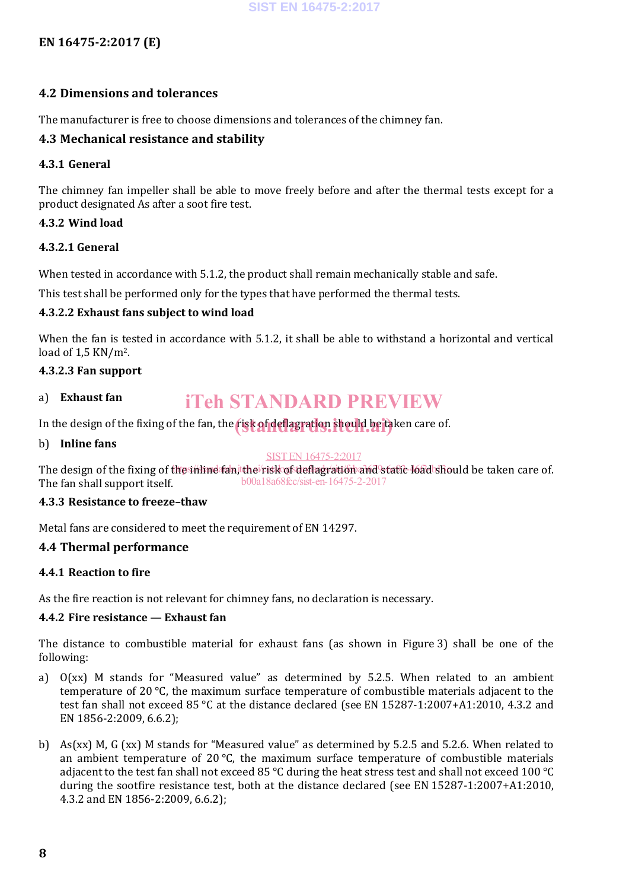### 4.2 Dimensions and tolerances

The manufacturer is free to choose dimensions and tolerances of the chimney fan.

### 4.3 Mechanical resistance and stability

#### 4.3.1 General

The chimney fan impeller shall be able to move freely before and after the thermal tests except for a product designated As after a soot fire test.

#### 4.3.2 Wind load

##### 4.3.2.1 General

When tested in accordance with 5.1.2, the product shall remain mechanically stable and safe.

This test shall be performed only for the types that have performed the thermal tests.

##### 4.3.2.2 Exhaust fans subject to wind load

When the fan is tested in accordance with 5.1.2, it shall be able to withstand a horizontal and vertical load of 1,5 KN/m².

##### 4.3.2.3 Fan support

a) **Exhaust fan**

In the design of the fixing of the fan, the risk of deflagration should be taken care of.

b) **Inline fans**

The design of the fixing of the inline fan, the risk of deflagration and static load should be taken care of. The fan shall support itself.

#### 4.3.3 Resistance to freeze–thaw

Metal fans are considered to meet the requirement of EN 14297.

### 4.4 Thermal performance

#### 4.4.1 Reaction to fire

As the fire reaction is not relevant for chimney fans, no declaration is necessary.

#### 4.4.2 Fire resistance — Exhaust fan

The distance to combustible material for exhaust fans (as shown in Figure 3) shall be one of the following:

a) O(xx) M stands for "Measured value" as determined by 5.2.5. When related to ambient temperature of 20 °C, the maximum surface temperature of combustible materials adjacent to the test fan shall not exceed 85 °C at the distance declared (see EN 15287-1:2007+A1:2010, 4.3.2 and EN 1856-2:2009, 6.6.2);

b) As(xx) M, G (xx) M stands for "Measured value" as determined by 5.2.5 and 5.2.6. When related to an ambient temperature of 20 °C, the maximum surface temperature of combustible materials adjacent to the test fan shall not exceed 85 °C during the heat stress test and shall not exceed 100 °C during the sootfire resistance test, both at the distance declared (see EN 15287-1:2007+A1:2010, 4.3.2 and EN 1856-2:2009, 6.6.2);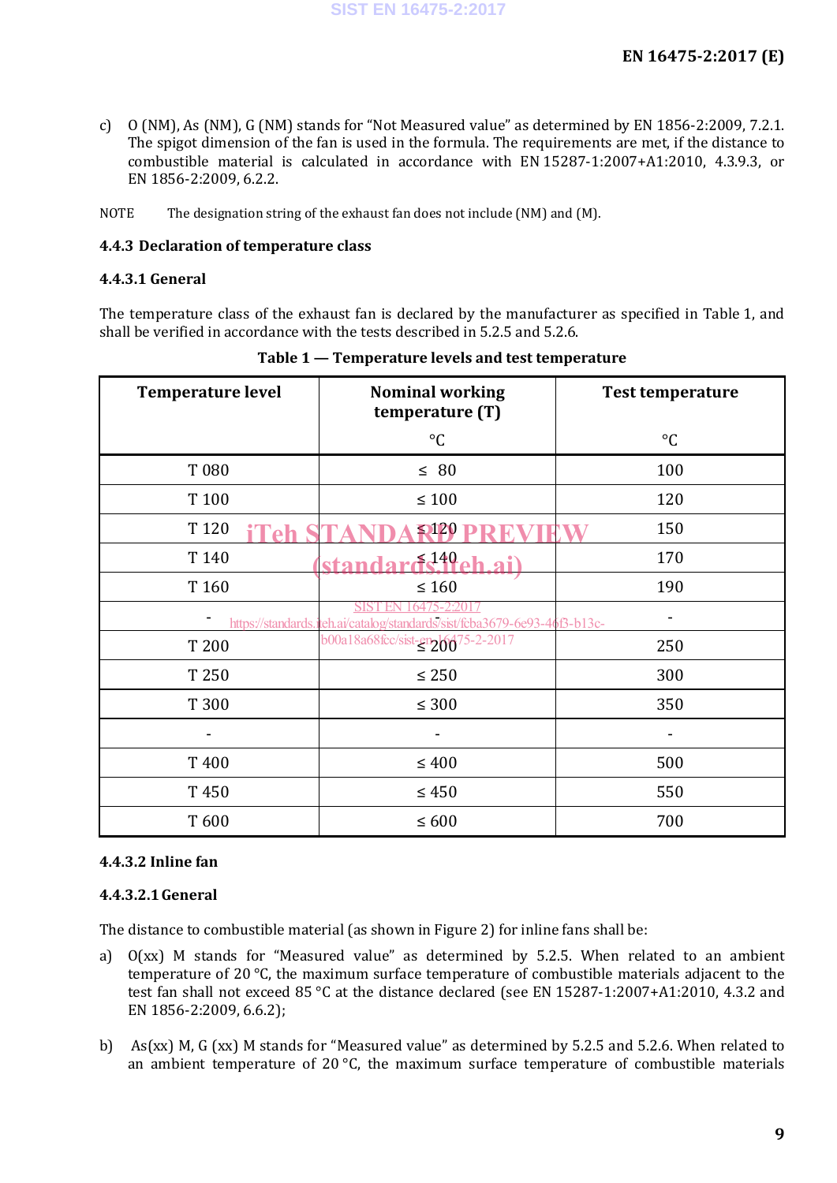c) O (NM), As (NM), G (NM) stands for “Not Measured value” as determined by EN 1856-2:2009, 7.2.1. The spigot dimension of the fan is used in the formula. The requirements are met, if the distance to combustible material is calculated in accordance with EN 15287-1:2007+A1:2010, 4.3.9.3, or EN 1856-2:2009, 6.2.2.

NOTE The designation string of the exhaust fan does not include (NM) and (M).

### 4.4.3 Declaration of temperature class

#### 4.4.3.1 General

The temperature class of the exhaust fan is declared by the manufacturer as specified in Table 1, and shall be verified in accordance with the tests described in 5.2.5 and 5.2.6.

**Table 1 — Temperature levels and test temperature**

| Temperature level | Nominal working temperature (T) °C | Test temperature °C |
|---|---|---|
| T 080 | ≤ 80 | 100 |
| T 100 | ≤ 100 | 120 |
| T 120 | ≤ 120 | 150 |
| T 140 | ≤ 140 | 170 |
| T 160 | ≤ 160 | 190 |
| - | - | - |
| T 200 | ≤ 200 | 250 |
| T 250 | ≤ 250 | 300 |
| T 300 | ≤ 300 | 350 |
| - | - | - |
| T 400 | ≤ 400 | 500 |
| T 450 | ≤ 450 | 550 |
| T 600 | ≤ 600 | 700 |

#### 4.4.3.2 Inline fan

##### 4.4.3.2.1 General

The distance to combustible material (as shown in Figure 2) for inline fans shall be:

a) O(xx) M stands for “Measured value” as determined by 5.2.5. When related to an ambient temperature of 20 °C, the maximum surface temperature of combustible materials adjacent to the test fan shall not exceed 85 °C at the distance declared (see EN 15287-1:2007+A1:2010, 4.3.2 and EN 1856-2:2009, 6.6.2);

b) As(xx) M, G (xx) M stands for “Measured value” as determined by 5.2.5 and 5.2.6. When related to an ambient temperature of 20 °C, the maximum surface temperature of combustible materials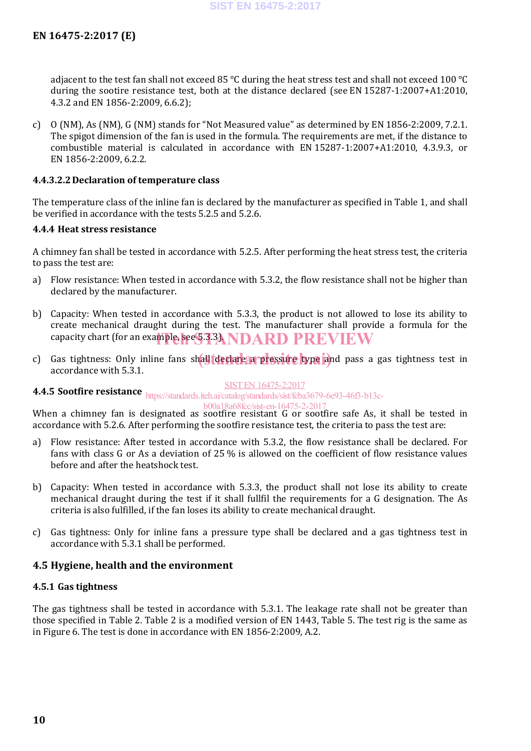adjacent to the test fan shall not exceed 85 °C during the heat stress test and shall not exceed 100 °C during the sootire resistance test, both at the distance declared (see EN 15287-1:2007+A1:2010, 4.3.2 and EN 1856-2:2009, 6.6.2);

c) O (NM), As (NM), G (NM) stands for “Not Measured value” as determined by EN 1856-2:2009, 7.2.1. The spigot dimension of the fan is used in the formula. The requirements are met, if the distance to combustible material is calculated in accordance with EN 15287-1:2007+A1:2010, 4.3.9.3, or EN 1856-2:2009, 6.2.2.

#### 4.4.3.2.2 Declaration of temperature class

The temperature class of the inline fan is declared by the manufacturer as specified in Table 1, and shall be verified in accordance with the tests 5.2.5 and 5.2.6.

### 4.4.4 Heat stress resistance

A chimney fan shall be tested in accordance with 5.2.5. After performing the heat stress test, the criteria to pass the test are:

a) Flow resistance: When tested in accordance with 5.3.2, the flow resistance shall not be higher than declared by the manufacturer.

b) Capacity: When tested in accordance with 5.3.3, the product is not allowed to lose its ability to create mechanical draught during the test. The manufacturer shall provide a formula for the capacity chart (for an example, see 5.3.3).

c) Gas tightness: Only inline fans shall declare a pressure type and pass a gas tightness test in accordance with 5.3.1.

### 4.4.5 Sootfire resistance

When a chimney fan is designated as sootfire resistant G or sootfire safe As, it shall be tested in accordance with 5.2.6. After performing the sootfire resistance test, the criteria to pass the test are:

a) Flow resistance: After tested in accordance with 5.3.2, the flow resistance shall be declared. For fans with class G or As a deviation of 25 % is allowed on the coefficient of flow resistance values before and after the heatshock test.

b) Capacity: When tested in accordance with 5.3.3, the product shall not lose its ability to create mechanical draught during the test if it shall fullfil the requirements for a G designation. The As criteria is also fulfilled, if the fan loses its ability to create mechanical draught.

c) Gas tightness: Only for inline fans a pressure type shall be declared and a gas tightness test in accordance with 5.3.1 shall be performed.

## 4.5 Hygiene, health and the environment

### 4.5.1 Gas tightness

The gas tightness shall be tested in accordance with 5.3.1. The leakage rate shall not be greater than those specified in Table 2. Table 2 is a modified version of EN 1443, Table 5. The test rig is the same as in Figure 6. The test is done in accordance with EN 1856-2:2009, A.2.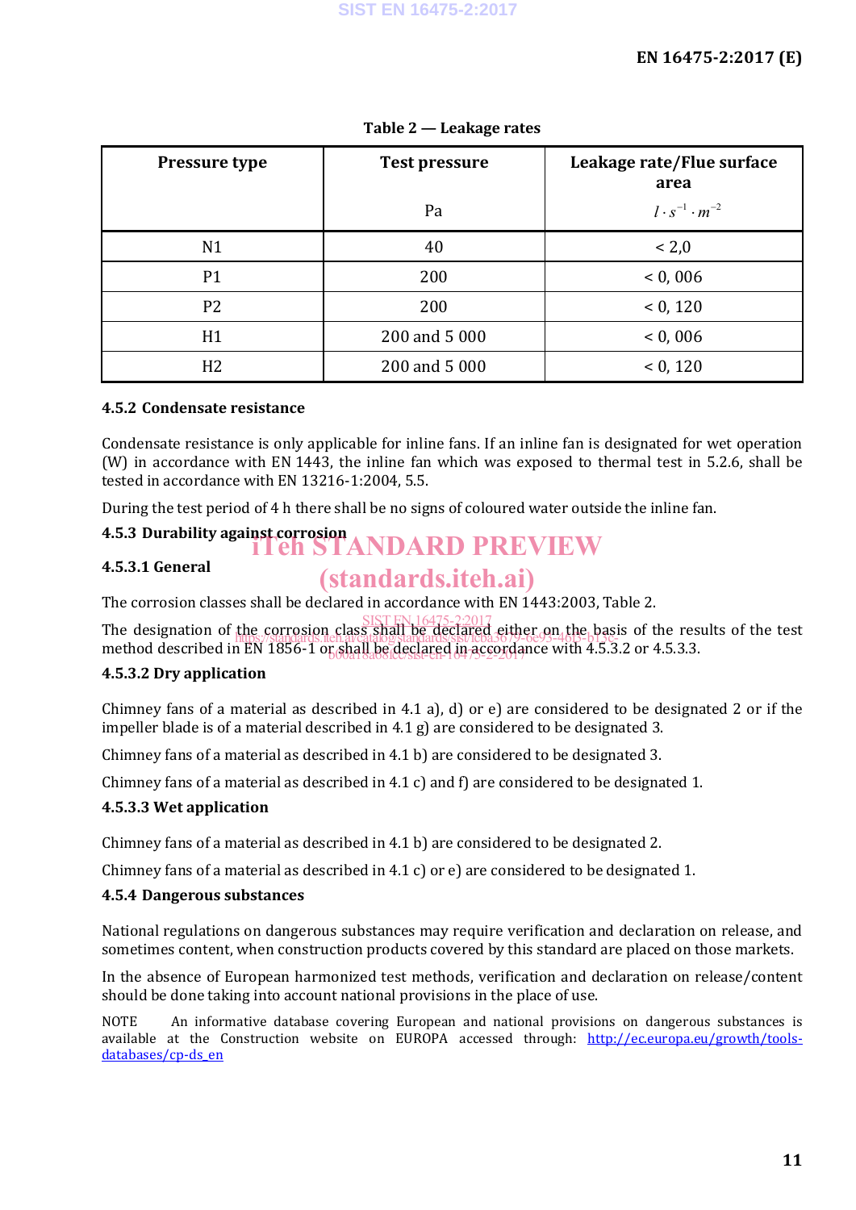**Table 2 — Leakage rates**

| Pressure type | Test pressure<br><br>Pa | Leakage rate/Flue surface area<br><br>$l \cdot s^{-1} \cdot m^{-2}$ |
|---|---|---|
| N1 | 40 | < 2,0 |
| P1 | 200 | < 0, 006 |
| P2 | 200 | < 0, 120 |
| H1 | 200 and 5 000 | < 0, 006 |
| H2 | 200 and 5 000 | < 0, 120 |

### 4.5.2 Condensate resistance

Condensate resistance is only applicable for inline fans. If an inline fan is designated for wet operation (W) in accordance with EN 1443, the inline fan which was exposed to thermal test in 5.2.6, shall be tested in accordance with EN 13216-1:2004, 5.5.

During the test period of 4 h there shall be no signs of coloured water outside the inline fan.

### 4.5.3 Durability against corrosion

#### 4.5.3.1 General

The corrosion classes shall be declared in accordance with EN 1443:2003, Table 2.

The designation of the corrosion class shall be declared either on the basis of the results of the test method described in EN 1856-1 or shall be declared in accordance with 4.5.3.2 or 4.5.3.3.

#### 4.5.3.2 Dry application

Chimney fans of a material as described in 4.1 a), d) or e) are considered to be designated 2 or if the impeller blade is of a material described in 4.1 g) are considered to be designated 3.

Chimney fans of a material as described in 4.1 b) are considered to be designated 3.

Chimney fans of a material as described in 4.1 c) and f) are considered to be designated 1.

#### 4.5.3.3 Wet application

Chimney fans of a material as described in 4.1 b) are considered to be designated 2.

Chimney fans of a material as described in 4.1 c) or e) are considered to be designated 1.

### 4.5.4 Dangerous substances

National regulations on dangerous substances may require verification and declaration on release, and sometimes content, when construction products covered by this standard are placed on those markets.

In the absence of European harmonized test methods, verification and declaration on release/content should be done taking into account national provisions in the place of use.

NOTE An informative database covering European and national provisions on dangerous substances is available at the Construction website on EUROPA accessed through: http://ec.europa.eu/growth/tools-databases/cp-ds_en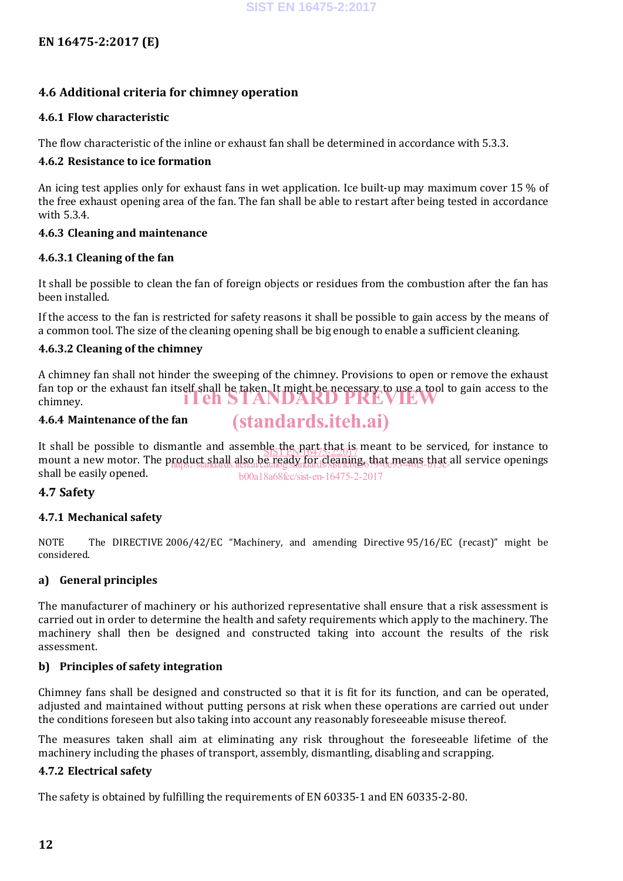### 4.6 Additional criteria for chimney operation

#### 4.6.1 Flow characteristic

The flow characteristic of the inline or exhaust fan shall be determined in accordance with 5.3.3.

#### 4.6.2 Resistance to ice formation

An icing test applies only for exhaust fans in wet application. Ice built-up may maximum cover 15 % of the free exhaust opening area of the fan. The fan shall be able to restart after being tested in accordance with 5.3.4.

#### 4.6.3 Cleaning and maintenance

##### 4.6.3.1 Cleaning of the fan

It shall be possible to clean the fan of foreign objects or residues from the combustion after the fan has been installed.

If the access to the fan is restricted for safety reasons it shall be possible to gain access by the means of a common tool. The size of the cleaning opening shall be big enough to enable a sufficient cleaning.

##### 4.6.3.2 Cleaning of the chimney

A chimney fan shall not hinder the sweeping of the chimney. Provisions to open or remove the exhaust fan top or the exhaust fan itself shall be taken. It might be necessary to use a tool to gain access to the chimney.

#### 4.6.4 Maintenance of the fan

It shall be possible to dismantle and assemble the part that is meant to be serviced, for instance to mount a new motor. The product shall also be ready for cleaning, that means that all service openings shall be easily opened.

### 4.7 Safety

#### 4.7.1 Mechanical safety

NOTE The DIRECTIVE 2006/42/EC "Machinery, and amending Directive 95/16/EC (recast)" might be considered.

**a) General principles**

The manufacturer of machinery or his authorized representative shall ensure that a risk assessment is carried out in order to determine the health and safety requirements which apply to the machinery. The machinery shall then be designed and constructed taking into account the results of the risk assessment.

**b) Principles of safety integration**

Chimney fans shall be designed and constructed so that it is fit for its function, and can be operated, adjusted and maintained without putting persons at risk when these operations are carried out under the conditions foreseen but also taking into account any reasonably foreseeable misuse thereof.

The measures taken shall aim at eliminating any risk throughout the foreseeable lifetime of the machinery including the phases of transport, assembly, dismantling, disabling and scrapping.

#### 4.7.2 Electrical safety

The safety is obtained by fulfilling the requirements of EN 60335-1 and EN 60335-2-80.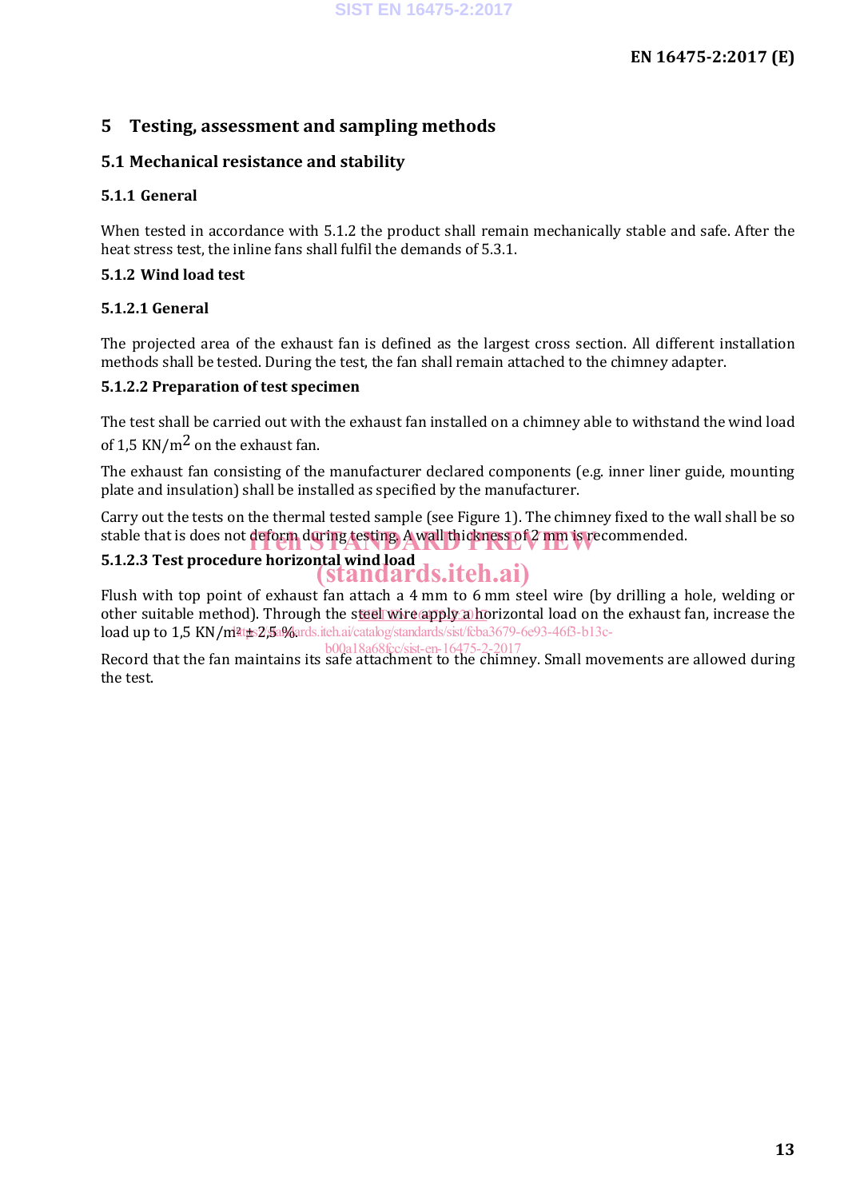# 5 Testing, assessment and sampling methods

## 5.1 Mechanical resistance and stability

### 5.1.1 General

When tested in accordance with 5.1.2 the product shall remain mechanically stable and safe. After the heat stress test, the inline fans shall fulfil the demands of 5.3.1.

### 5.1.2 Wind load test

#### 5.1.2.1 General

The projected area of the exhaust fan is defined as the largest cross section. All different installation methods shall be tested. During the test, the fan shall remain attached to the chimney adapter.

#### 5.1.2.2 Preparation of test specimen

The test shall be carried out with the exhaust fan installed on a chimney able to withstand the wind load of 1,5 KN/m$^2$ on the exhaust fan.

The exhaust fan consisting of the manufacturer declared components (e.g. inner liner guide, mounting plate and insulation) shall be installed as specified by the manufacturer.

Carry out the tests on the thermal tested sample (see Figure 1). The chimney fixed to the wall shall be so stable that is does not deform during testing. A wall thickness of 2 mm is recommended.

#### 5.1.2.3 Test procedure horizontal wind load

Flush with top point of exhaust fan attach a 4 mm to 6 mm steel wire (by drilling a hole, welding or other suitable method). Through the steel wire apply a horizontal load on the exhaust fan, increase the load up to 1,5 KN/m$^2$ ± 2,5 %.

Record that the fan maintains its safe attachment to the chimney. Small movements are allowed during the test.